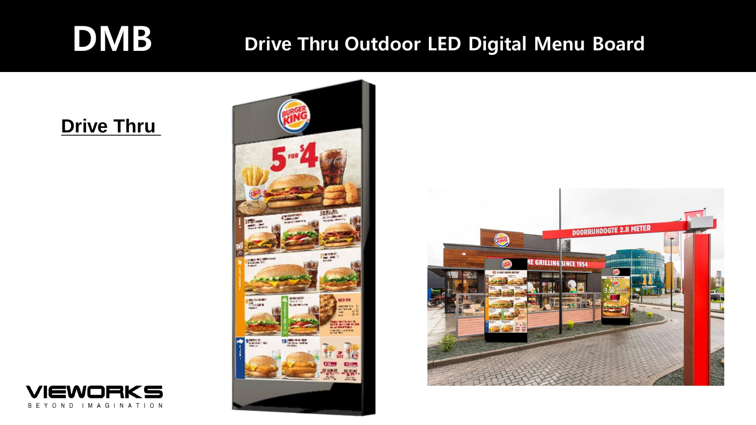# DMB

## Drive Thru Outdoor LED Digital Menu Board

**Drive Thru**

VIEWORKS

BEYOND IMAGINATION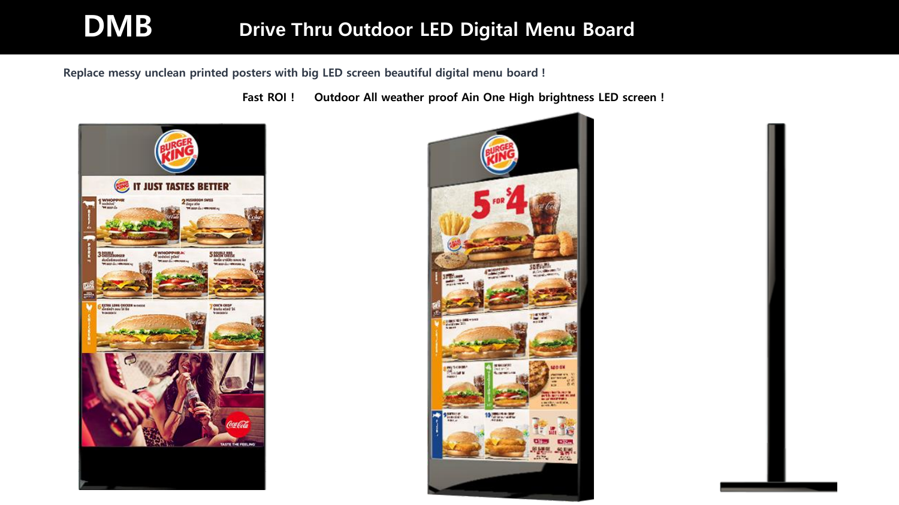# DMB Drive Thru Outdoor LED Digital Menu Board

**Replace messy unclean printed posters with big LED screen beautiful digital menu board !**

**Fast ROI ! Outdoor All weather proof Ain One High brightness LED screen !**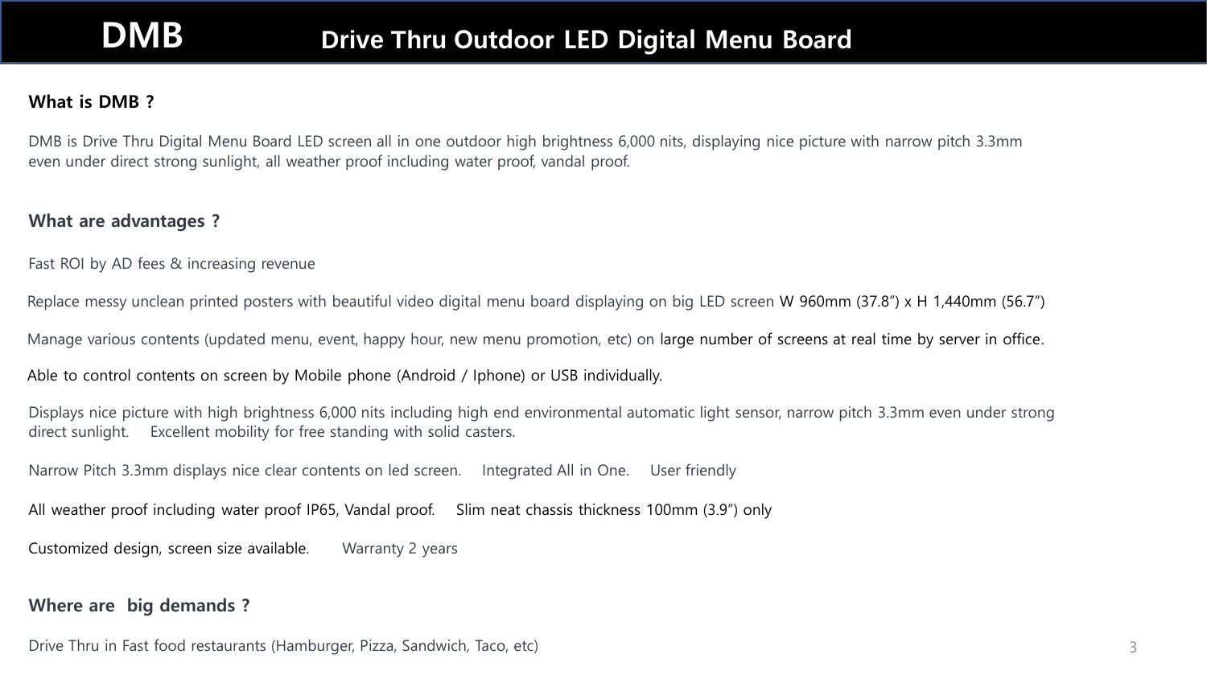# DMB Drive Thru Outdoor LED Digital Menu Board

### What is DMB ?

DMB is Drive Thru Digital Menu Board LED screen all in one outdoor high brightness 6,000 nits, displaying nice picture with narrow pitch 3.3mm even under direct strong sunlight, all weather proof including water proof, vandal proof.

### What are advantages ?

Fast ROI by AD fees & increasing revenue

Replace messy unclean printed posters with beautiful video digital menu board displaying on big LED screen W 960mm (37.8") x H 1,440mm (56.7")

Manage various contents (updated menu, event, happy hour, new menu promotion, etc) on large number of screens at real time by server in office.

Able to control contents on screen by Mobile phone (Android / Iphone) or USB individually.

Displays nice picture with high brightness 6,000 nits including high end environmental automatic light sensor, narrow pitch 3.3mm even under strong direct sunlight. Excellent mobility for free standing with solid casters.

Narrow Pitch 3.3mm displays nice clear contents on led screen. Integrated All in One. User friendly

All weather proof including water proof IP65, Vandal proof. Slim neat chassis thickness 100mm (3.9") only

Customized design, screen size available. Warranty 2 years

### Where are big demands ?

Drive Thru in Fast food restaurants (Hamburger, Pizza, Sandwich, Taco, etc)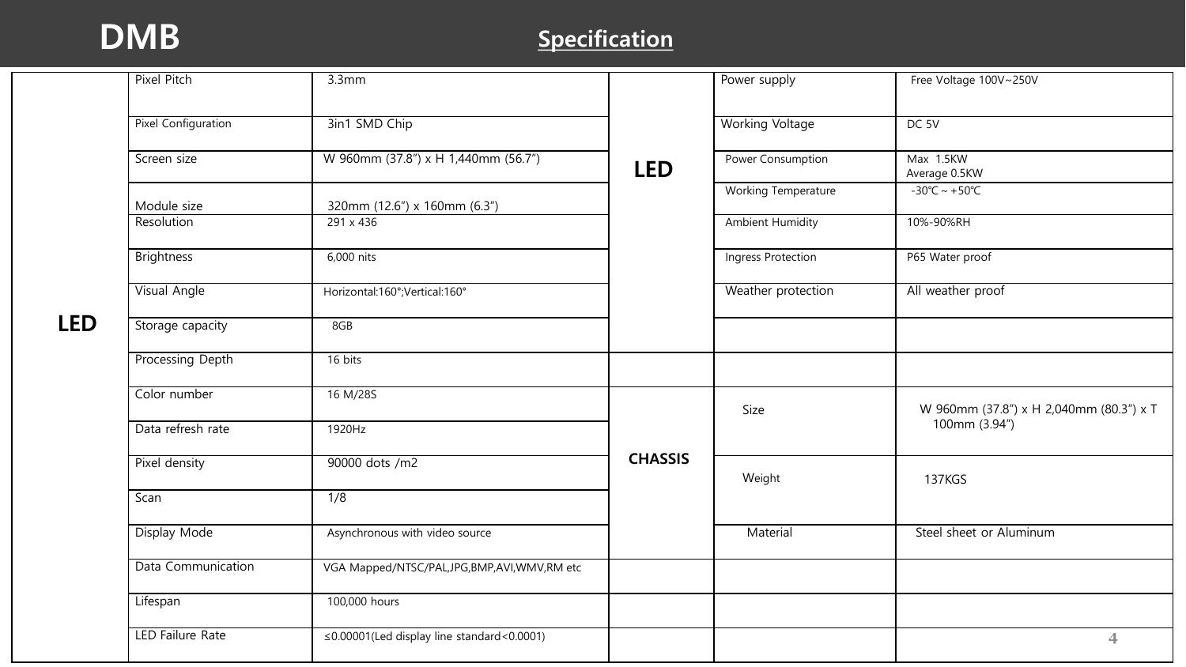# DMB

## Specification

| | | | | | |
|---|---|---|---|---|---|
| LED | Pixel Pitch | 3.3mm | LED | Power supply | Free Voltage 100V~250V |
| | Pixel Configuration | 3in1 SMD Chip | | Working Voltage | DC 5V |
| | Screen size | W 960mm (37.8”) x H 1,440mm (56.7”) | | Power Consumption | Max 1.5KW Average 0.5KW |
| | Module size | 320mm (12.6”) x 160mm (6.3”) | | Working Temperature | -30℃ ~ +50℃ |
| | Resolution | 291 x 436 | | Ambient Humidity | 10%-90%RH |
| | Brightness | 6,000 nits | | Ingress Protection | P65 Water proof |
| | Visual Angle | Horizontal:160°;Vertical:160° | | Weather protection | All weather proof |
| | Storage capacity | 8GB | | | |
| | Processing Depth | 16 bits | | | |
| | Color number | 16 M/28S | CHASSIS | Size | W 960mm (37.8”) x H 2,040mm (80.3”) x T 100mm (3.94”) |
| | Data refresh rate | 1920Hz | | | |
| | Pixel density | 90000 dots /m2 | | Weight | 137KGS |
| | Scan | 1/8 | | | |
| | Display Mode | Asynchronous with video source | | Material | Steel sheet or Aluminum |
| | Data Communication | VGA Mapped/NTSC/PAL,JPG,BMP,AVI,WMV,RM etc | | | |
| | Lifespan | 100,000 hours | | | |
| | LED Failure Rate | ≤0.00001(Led display line standard<0.0001) | | | |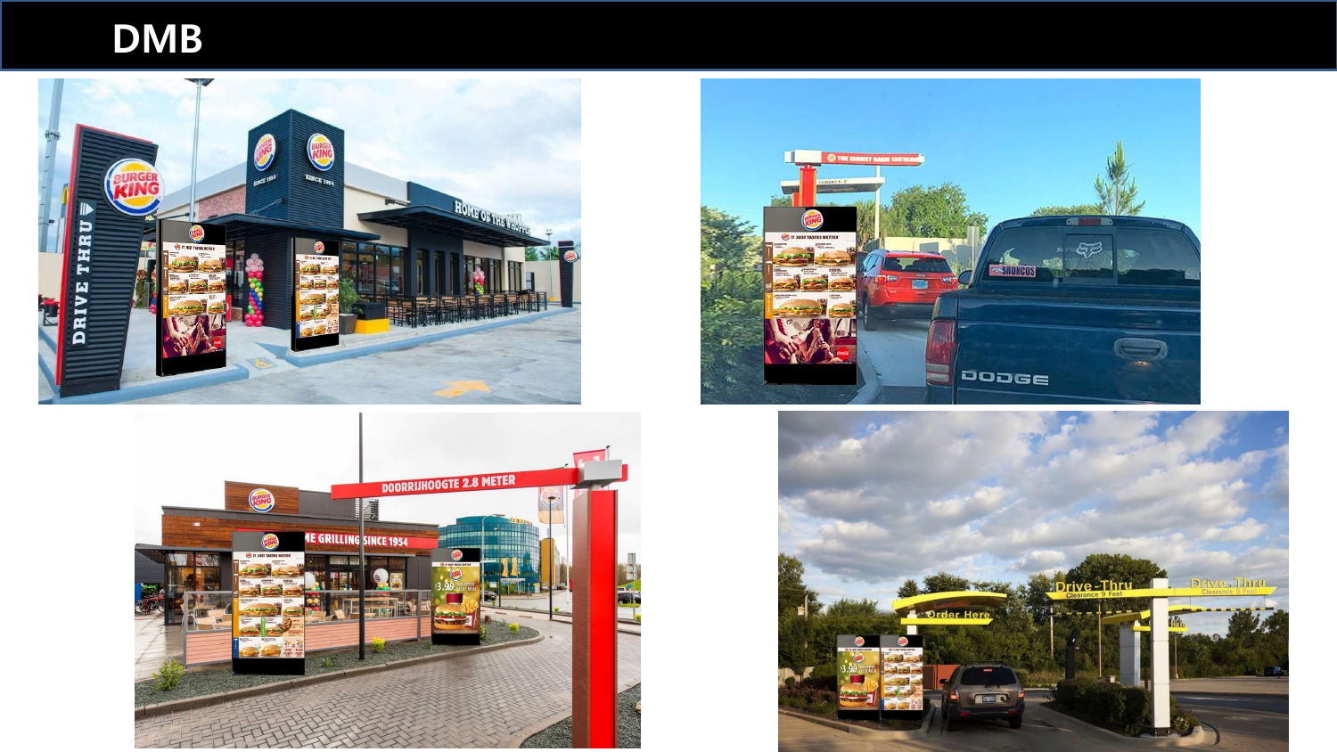# DMB